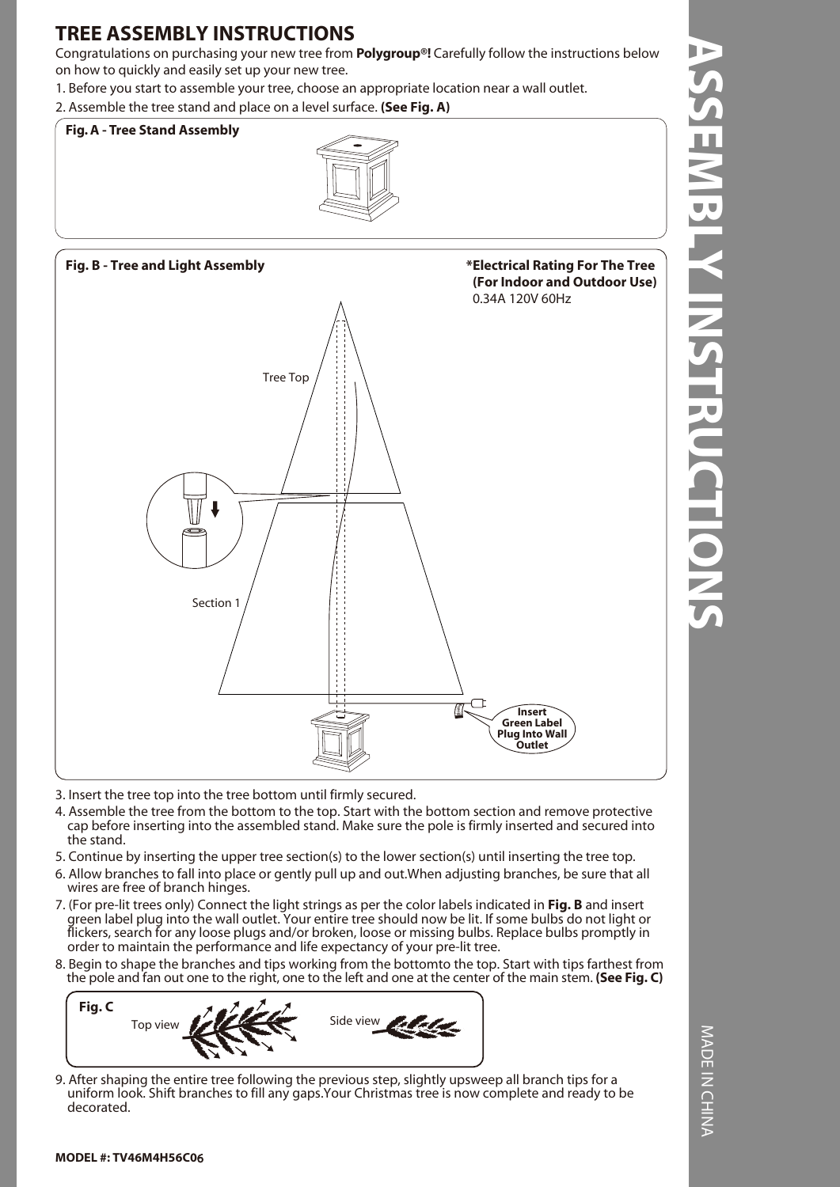# TREE ASSEMBLY INSTRUCTIONS

Congratulations on purchasing your new tree from **Polygroup®!** Carefully follow the instructions below on how to quickly and easily set up your new tree.

1. Before you start to assemble your tree, choose an appropriate location near a wall outlet.
2. Assemble the tree stand and place on a level surface. **(See Fig. A)**

**Fig. A - Tree Stand Assembly**

**Fig. B - Tree and Light Assembly**

**\*Electrical Rating For The Tree (For Indoor and Outdoor Use)**
0.34A 120V 60Hz

Tree Top

Section 1

**Insert Green Label Plug Into Wall Outlet**

3. Insert the tree top into the tree bottom until firmly secured.
4. Assemble the tree from the bottom to the top. Start with the bottom section and remove protective cap before inserting into the assembled stand. Make sure the pole is firmly inserted and secured into the stand.
5. Continue by inserting the upper tree section(s) to the lower section(s) until inserting the tree top.
6. Allow branches to fall into place or gently pull up and out.When adjusting branches, be sure that all wires are free of branch hinges.
7. (For pre-lit trees only) Connect the light strings as per the color labels indicated in **Fig. B** and insert green label plug into the wall outlet. Your entire tree should now be lit. If some bulbs do not light or flickers, search for any loose plugs and/or broken, loose or missing bulbs. Replace bulbs promptly in order to maintain the performance and life expectancy of your pre-lit tree.
8. Begin to shape the branches and tips working from the bottomto the top. Start with tips farthest from the pole and fan out one to the right, one to the left and one at the center of the main stem. **(See Fig. C)**

**Fig. C**

Top view

Side view

9. After shaping the entire tree following the previous step, slightly upsweep all branch tips for a uniform look. Shift branches to fill any gaps.Your Christmas tree is now complete and ready to be decorated.

**MODEL #: TV46M4H56C06**

ASSEMBLY INSTRUCTIONS

MADE IN CHINA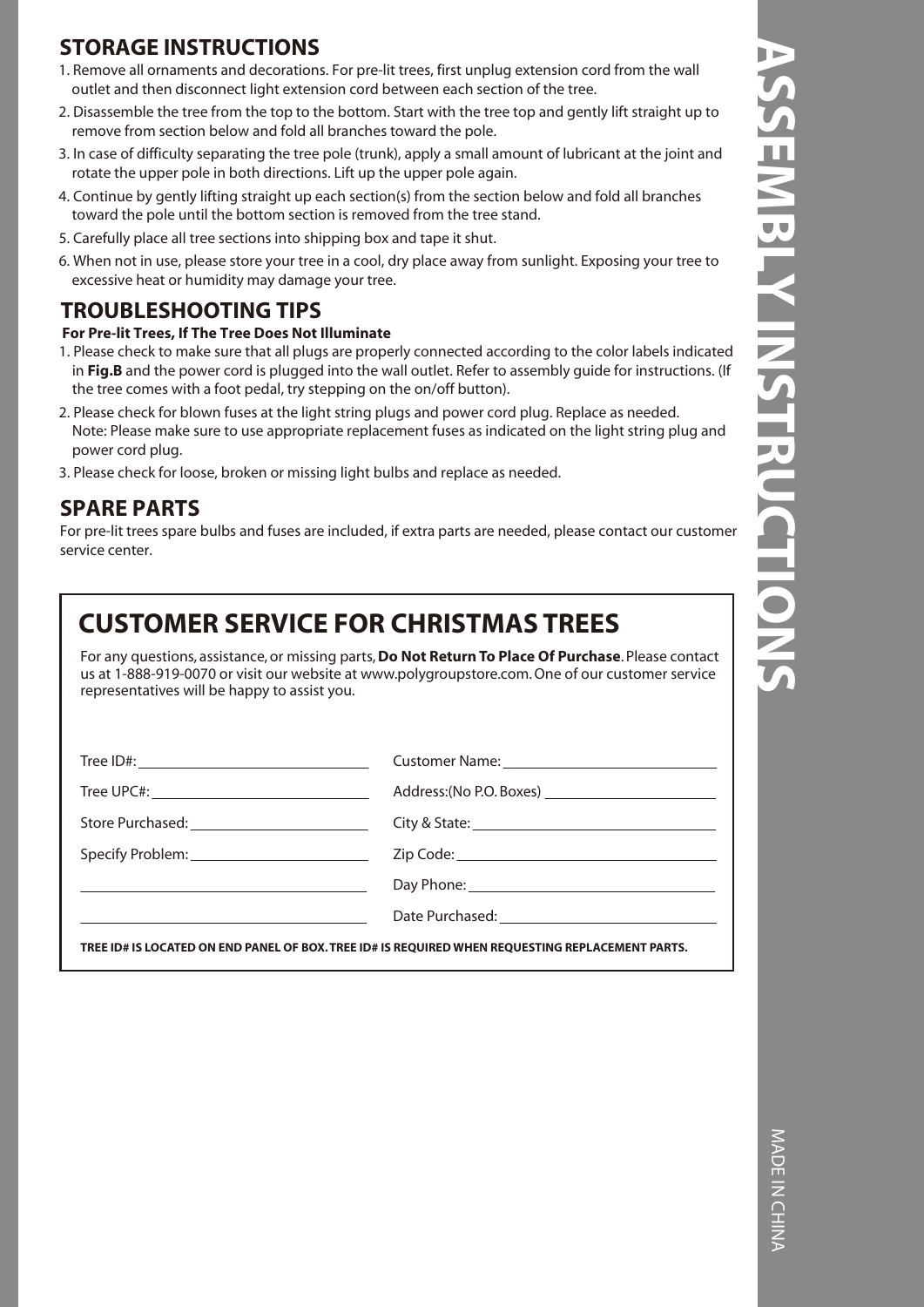## STORAGE INSTRUCTIONS

1. Remove all ornaments and decorations. For pre-lit trees, first unplug extension cord from the wall outlet and then disconnect light extension cord between each section of the tree.
2. Disassemble the tree from the top to the bottom. Start with the tree top and gently lift straight up to remove from section below and fold all branches toward the pole.
3. In case of difficulty separating the tree pole (trunk), apply a small amount of lubricant at the joint and rotate the upper pole in both directions. Lift up the upper pole again.
4. Continue by gently lifting straight up each section(s) from the section below and fold all branches toward the pole until the bottom section is removed from the tree stand.
5. Carefully place all tree sections into shipping box and tape it shut.
6. When not in use, please store your tree in a cool, dry place away from sunlight. Exposing your tree to excessive heat or humidity may damage your tree.

## TROUBLESHOOTING TIPS

**For Pre-lit Trees, If The Tree Does Not Illuminate**

1. Please check to make sure that all plugs are properly connected according to the color labels indicated in **Fig.B** and the power cord is plugged into the wall outlet. Refer to assembly guide for instructions. (If the tree comes with a foot pedal, try stepping on the on/off button).
2. Please check for blown fuses at the light string plugs and power cord plug. Replace as needed. Note: Please make sure to use appropriate replacement fuses as indicated on the light string plug and power cord plug.
3. Please check for loose, broken or missing light bulbs and replace as needed.

## SPARE PARTS

For pre-lit trees spare bulbs and fuses are included, if extra parts are needed, please contact our customer service center.

## CUSTOMER SERVICE FOR CHRISTMAS TREES

For any questions, assistance, or missing parts, **Do Not Return To Place Of Purchase**. Please contact us at 1-888-919-0070 or visit our website at www.polygroupstore.com. One of our customer service representatives will be happy to assist you.

Tree ID#: ______________________ Customer Name: ______________________

Tree UPC#: ______________________ Address:(No P.O. Boxes) ______________________

Store Purchased: ______________________ City & State: ______________________

Specify Problem: ______________________ Zip Code: ______________________

______________________ Day Phone: ______________________

______________________ Date Purchased: ______________________

**TREE ID# IS LOCATED ON END PANEL OF BOX. TREE ID# IS REQUIRED WHEN REQUESTING REPLACEMENT PARTS.**

ASSEMBLY INSTRUCTIONS

MADE IN CHINA